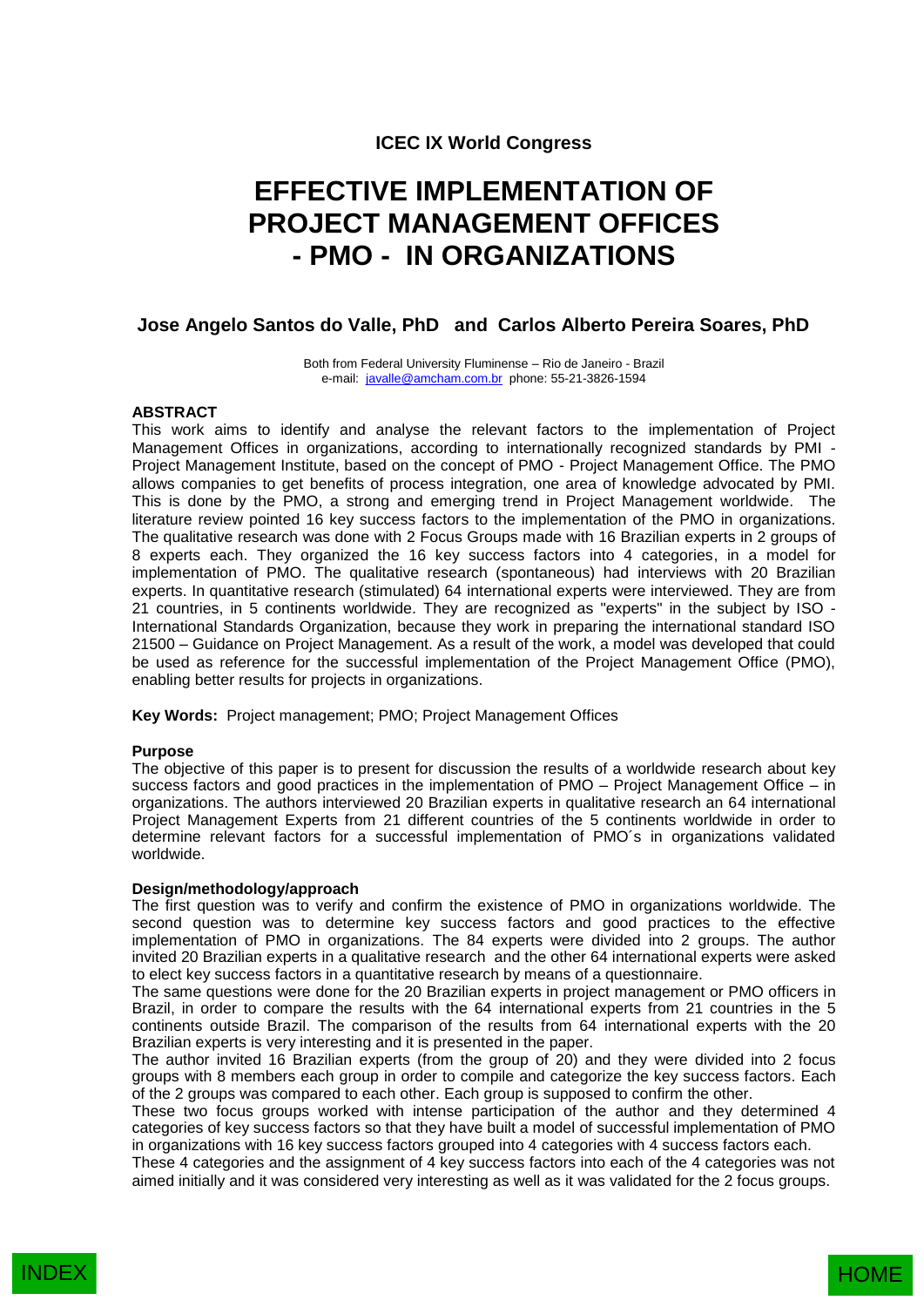**ICEC IX World Congress**

# EFFECTIVE IMPLEMENTATION OF PROJECT MANAGEMENT OFFICES - PMO - IN ORGANIZATIONS

**Jose Angelo Santos do Valle, PhD and Carlos Alberto Pereira Soares, PhD**

Both from Federal University Fluminense – Rio de Janeiro - Brazil
e-mail: javalle@amcham.com.br phone: 55-21-3826-1594

## ABSTRACT

This work aims to identify and analyse the relevant factors to the implementation of Project Management Offices in organizations, according to internationally recognized standards by PMI - Project Management Institute, based on the concept of PMO - Project Management Office. The PMO allows companies to get benefits of process integration, one area of knowledge advocated by PMI. This is done by the PMO, a strong and emerging trend in Project Management worldwide. The literature review pointed 16 key success factors to the implementation of the PMO in organizations. The qualitative research was done with 2 Focus Groups made with 16 Brazilian experts in 2 groups of 8 experts each. They organized the 16 key success factors into 4 categories, in a model for implementation of PMO. The qualitative research (spontaneous) had interviews with 20 Brazilian experts. In quantitative research (stimulated) 64 international experts were interviewed. They are from 21 countries, in 5 continents worldwide. They are recognized as "experts" in the subject by ISO - International Standards Organization, because they work in preparing the international standard ISO 21500 – Guidance on Project Management. As a result of the work, a model was developed that could be used as reference for the successful implementation of the Project Management Office (PMO), enabling better results for projects in organizations.

**Key Words:** Project management; PMO; Project Management Offices

**Purpose**

The objective of this paper is to present for discussion the results of a worldwide research about key success factors and good practices in the implementation of PMO – Project Management Office – in organizations. The authors interviewed 20 Brazilian experts in qualitative research an 64 international Project Management Experts from 21 different countries of the 5 continents worldwide in order to determine relevant factors for a successful implementation of PMO´s in organizations validated worldwide.

**Design/methodology/approach**

The first question was to verify and confirm the existence of PMO in organizations worldwide. The second question was to determine key success factors and good practices to the effective implementation of PMO in organizations. The 84 experts were divided into 2 groups. The author invited 20 Brazilian experts in a qualitative research and the other 64 international experts were asked to elect key success factors in a quantitative research by means of a questionnaire.

The same questions were done for the 20 Brazilian experts in project management or PMO officers in Brazil, in order to compare the results with the 64 international experts from 21 countries in the 5 continents outside Brazil. The comparison of the results from 64 international experts with the 20 Brazilian experts is very interesting and it is presented in the paper.

The author invited 16 Brazilian experts (from the group of 20) and they were divided into 2 focus groups with 8 members each group in order to compile and categorize the key success factors. Each of the 2 groups was compared to each other. Each group is supposed to confirm the other.

These two focus groups worked with intense participation of the author and they determined 4 categories of key success factors so that they have built a model of successful implementation of PMO in organizations with 16 key success factors grouped into 4 categories with 4 success factors each.

These 4 categories and the assignment of 4 key success factors into each of the 4 categories was not aimed initially and it was considered very interesting as well as it was validated for the 2 focus groups.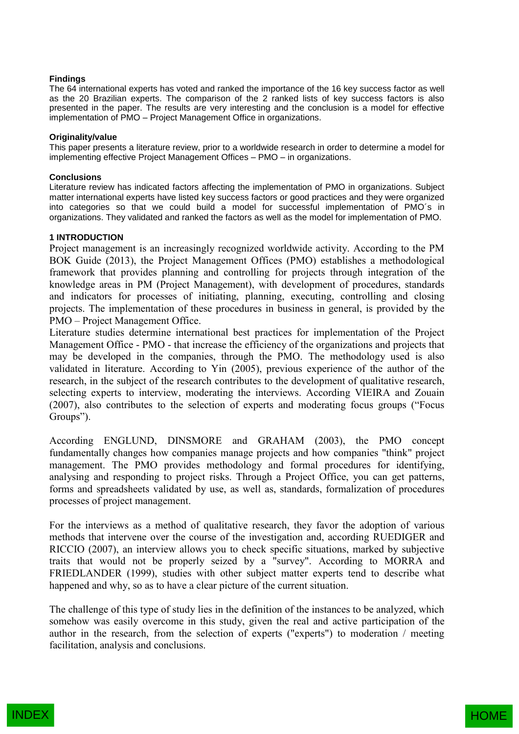**Findings**

The 64 international experts has voted and ranked the importance of the 16 key success factor as well as the 20 Brazilian experts. The comparison of the 2 ranked lists of key success factors is also presented in the paper. The results are very interesting and the conclusion is a model for effective implementation of PMO – Project Management Office in organizations.

**Originality/value**

This paper presents a literature review, prior to a worldwide research in order to determine a model for implementing effective Project Management Offices – PMO – in organizations.

**Conclusions**

Literature review has indicated factors affecting the implementation of PMO in organizations. Subject matter international experts have listed key success factors or good practices and they were organized into categories so that we could build a model for successful implementation of PMO´s in organizations. They validated and ranked the factors as well as the model for implementation of PMO.

## 1 INTRODUCTION

Project management is an increasingly recognized worldwide activity. According to the PM BOK Guide (2013), the Project Management Offices (PMO) establishes a methodological framework that provides planning and controlling for projects through integration of the knowledge areas in PM (Project Management), with development of procedures, standards and indicators for processes of initiating, planning, executing, controlling and closing projects. The implementation of these procedures in business in general, is provided by the PMO – Project Management Office.

Literature studies determine international best practices for implementation of the Project Management Office - PMO - that increase the efficiency of the organizations and projects that may be developed in the companies, through the PMO. The methodology used is also validated in literature. According to Yin (2005), previous experience of the author of the research, in the subject of the research contributes to the development of qualitative research, selecting experts to interview, moderating the interviews. According VIEIRA and Zouain (2007), also contributes to the selection of experts and moderating focus groups ("Focus Groups").

According ENGLUND, DINSMORE and GRAHAM (2003), the PMO concept fundamentally changes how companies manage projects and how companies "think" project management. The PMO provides methodology and formal procedures for identifying, analysing and responding to project risks. Through a Project Office, you can get patterns, forms and spreadsheets validated by use, as well as, standards, formalization of procedures processes of project management.

For the interviews as a method of qualitative research, they favor the adoption of various methods that intervene over the course of the investigation and, according RUEDIGER and RICCIO (2007), an interview allows you to check specific situations, marked by subjective traits that would not be properly seized by a "survey". According to MORRA and FRIEDLANDER (1999), studies with other subject matter experts tend to describe what happened and why, so as to have a clear picture of the current situation.

The challenge of this type of study lies in the definition of the instances to be analyzed, which somehow was easily overcome in this study, given the real and active participation of the author in the research, from the selection of experts ("experts") to moderation / meeting facilitation, analysis and conclusions.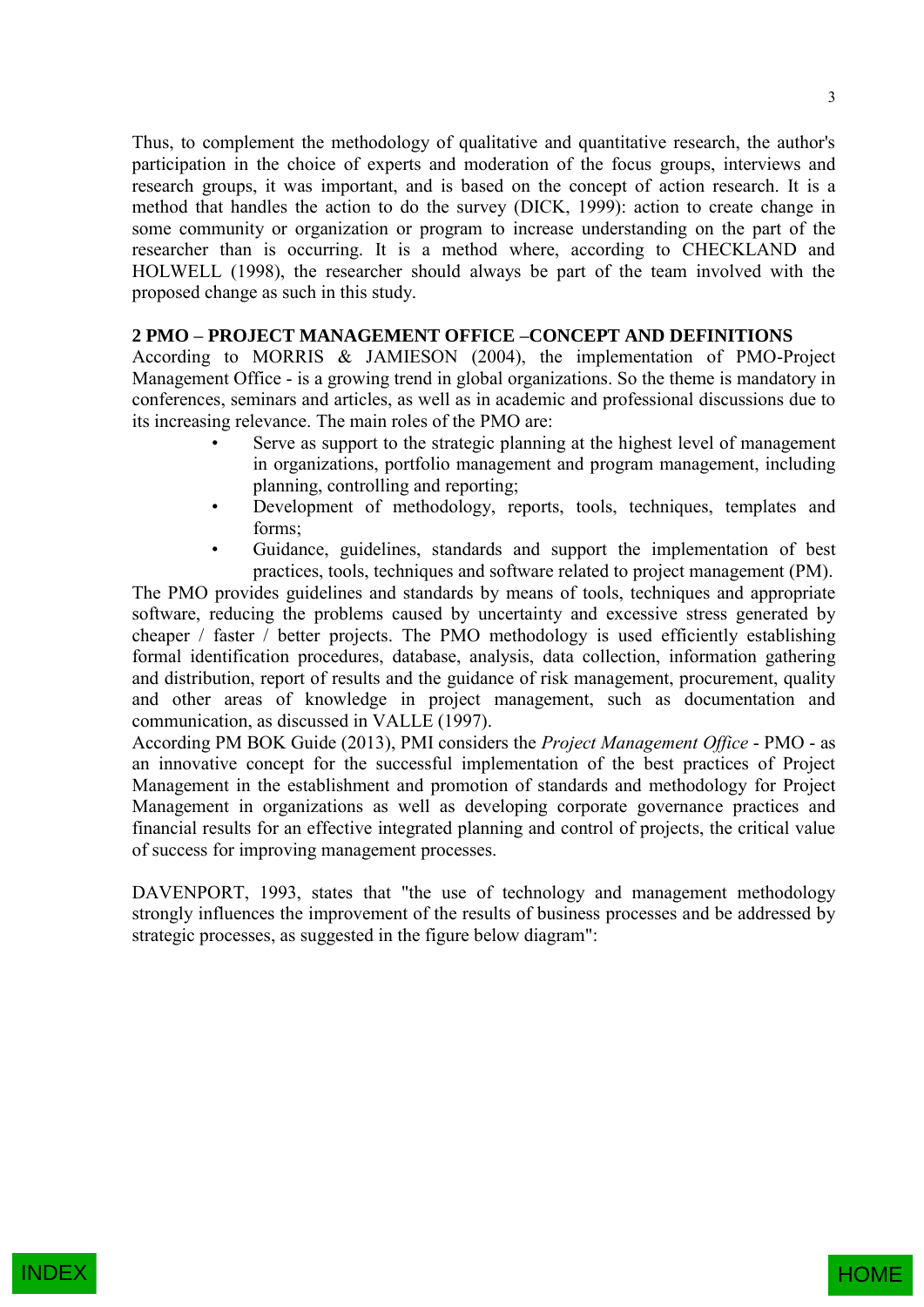Thus, to complement the methodology of qualitative and quantitative research, the author's participation in the choice of experts and moderation of the focus groups, interviews and research groups, it was important, and is based on the concept of action research. It is a method that handles the action to do the survey (DICK, 1999): action to create change in some community or organization or program to increase understanding on the part of the researcher than is occurring. It is a method where, according to CHECKLAND and HOLWELL (1998), the researcher should always be part of the team involved with the proposed change as such in this study.

## 2 PMO – PROJECT MANAGEMENT OFFICE –CONCEPT AND DEFINITIONS

According to MORRIS & JAMIESON (2004), the implementation of PMO-Project Management Office - is a growing trend in global organizations. So the theme is mandatory in conferences, seminars and articles, as well as in academic and professional discussions due to its increasing relevance. The main roles of the PMO are:

- Serve as support to the strategic planning at the highest level of management in organizations, portfolio management and program management, including planning, controlling and reporting;
- Development of methodology, reports, tools, techniques, templates and forms;
- Guidance, guidelines, standards and support the implementation of best practices, tools, techniques and software related to project management (PM).

The PMO provides guidelines and standards by means of tools, techniques and appropriate software, reducing the problems caused by uncertainty and excessive stress generated by cheaper / faster / better projects. The PMO methodology is used efficiently establishing formal identification procedures, database, analysis, data collection, information gathering and distribution, report of results and the guidance of risk management, procurement, quality and other areas of knowledge in project management, such as documentation and communication, as discussed in VALLE (1997).

According PM BOK Guide (2013), PMI considers the *Project Management Office* - PMO - as an innovative concept for the successful implementation of the best practices of Project Management in the establishment and promotion of standards and methodology for Project Management in organizations as well as developing corporate governance practices and financial results for an effective integrated planning and control of projects, the critical value of success for improving management processes.

DAVENPORT, 1993, states that "the use of technology and management methodology strongly influences the improvement of the results of business processes and be addressed by strategic processes, as suggested in the figure below diagram":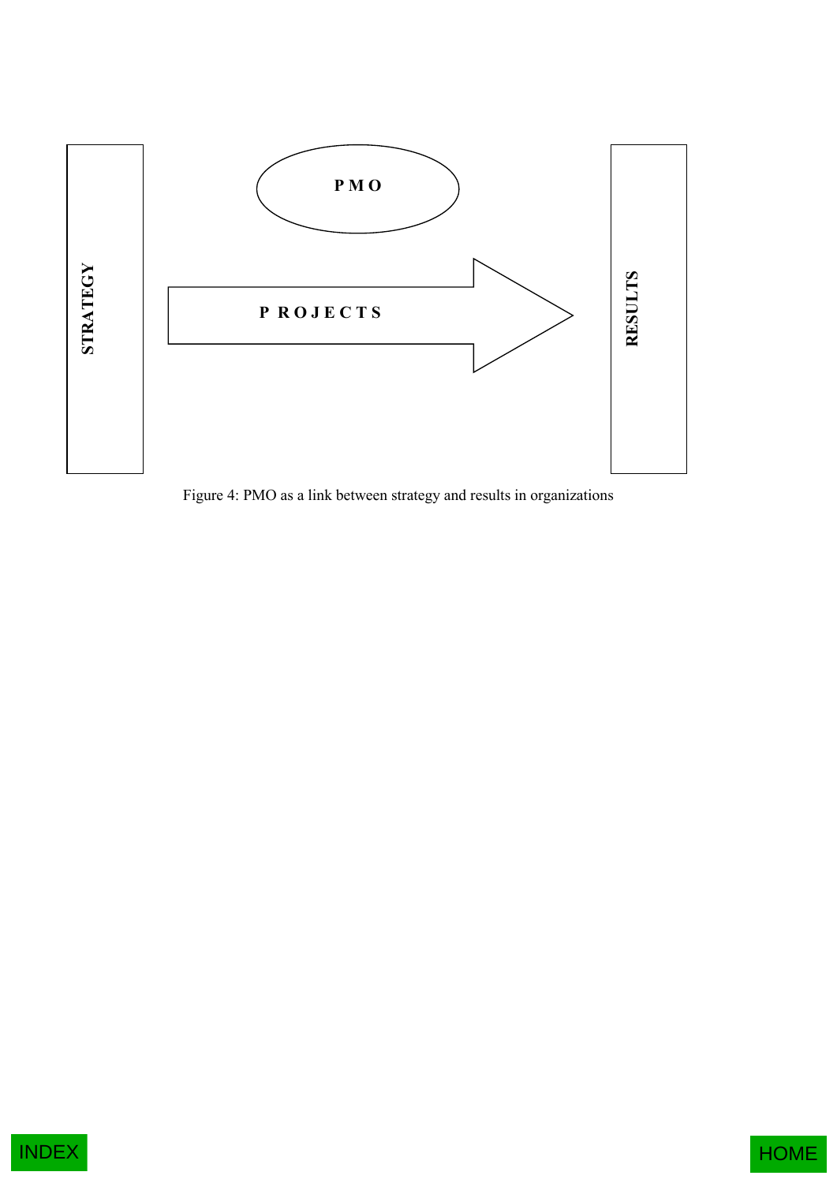STRATEGY

PMO

P ROJECTS

RESULTS

Figure 4: PMO as a link between strategy and results in organizations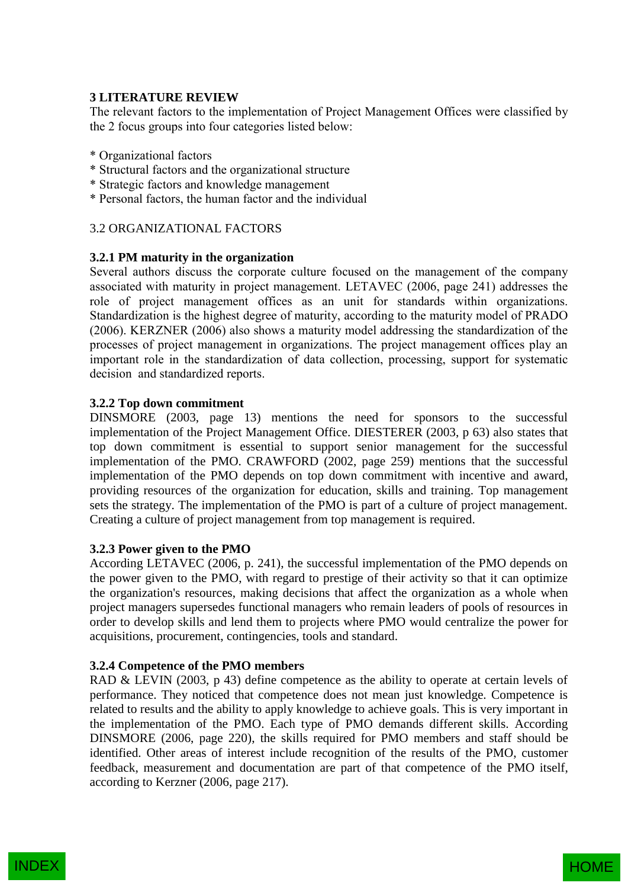## 3 LITERATURE REVIEW

The relevant factors to the implementation of Project Management Offices were classified by the 2 focus groups into four categories listed below:

* Organizational factors
* Structural factors and the organizational structure
* Strategic factors and knowledge management
* Personal factors, the human factor and the individual

### 3.2 ORGANIZATIONAL FACTORS

#### 3.2.1 PM maturity in the organization

Several authors discuss the corporate culture focused on the management of the company associated with maturity in project management. LETAVEC (2006, page 241) addresses the role of project management offices as an unit for standards within organizations. Standardization is the highest degree of maturity, according to the maturity model of PRADO (2006). KERZNER (2006) also shows a maturity model addressing the standardization of the processes of project management in organizations. The project management offices play an important role in the standardization of data collection, processing, support for systematic decision and standardized reports.

#### 3.2.2 Top down commitment

DINSMORE (2003, page 13) mentions the need for sponsors to the successful implementation of the Project Management Office. DIESTERER (2003, p 63) also states that top down commitment is essential to support senior management for the successful implementation of the PMO. CRAWFORD (2002, page 259) mentions that the successful implementation of the PMO depends on top down commitment with incentive and award, providing resources of the organization for education, skills and training. Top management sets the strategy. The implementation of the PMO is part of a culture of project management. Creating a culture of project management from top management is required.

#### 3.2.3 Power given to the PMO

According LETAVEC (2006, p. 241), the successful implementation of the PMO depends on the power given to the PMO, with regard to prestige of their activity so that it can optimize the organization's resources, making decisions that affect the organization as a whole when project managers supersedes functional managers who remain leaders of pools of resources in order to develop skills and lend them to projects where PMO would centralize the power for acquisitions, procurement, contingencies, tools and standard.

#### 3.2.4 Competence of the PMO members

RAD & LEVIN (2003, p 43) define competence as the ability to operate at certain levels of performance. They noticed that competence does not mean just knowledge. Competence is related to results and the ability to apply knowledge to achieve goals. This is very important in the implementation of the PMO. Each type of PMO demands different skills. According DINSMORE (2006, page 220), the skills required for PMO members and staff should be identified. Other areas of interest include recognition of the results of the PMO, customer feedback, measurement and documentation are part of that competence of the PMO itself, according to Kerzner (2006, page 217).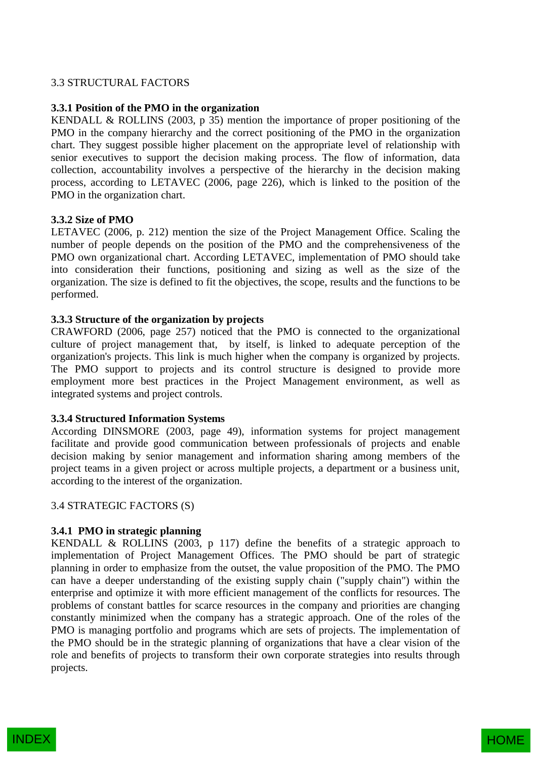## 3.3 STRUCTURAL FACTORS

### 3.3.1 Position of the PMO in the organization

KENDALL & ROLLINS (2003, p 35) mention the importance of proper positioning of the PMO in the company hierarchy and the correct positioning of the PMO in the organization chart. They suggest possible higher placement on the appropriate level of relationship with senior executives to support the decision making process. The flow of information, data collection, accountability involves a perspective of the hierarchy in the decision making process, according to LETAVEC (2006, page 226), which is linked to the position of the PMO in the organization chart.

### 3.3.2 Size of PMO

LETAVEC (2006, p. 212) mention the size of the Project Management Office. Scaling the number of people depends on the position of the PMO and the comprehensiveness of the PMO own organizational chart. According LETAVEC, implementation of PMO should take into consideration their functions, positioning and sizing as well as the size of the organization. The size is defined to fit the objectives, the scope, results and the functions to be performed.

### 3.3.3 Structure of the organization by projects

CRAWFORD (2006, page 257) noticed that the PMO is connected to the organizational culture of project management that, by itself, is linked to adequate perception of the organization's projects. This link is much higher when the company is organized by projects. The PMO support to projects and its control structure is designed to provide more employment more best practices in the Project Management environment, as well as integrated systems and project controls.

### 3.3.4 Structured Information Systems

According DINSMORE (2003, page 49), information systems for project management facilitate and provide good communication between professionals of projects and enable decision making by senior management and information sharing among members of the project teams in a given project or across multiple projects, a department or a business unit, according to the interest of the organization.

## 3.4 STRATEGIC FACTORS (S)

### 3.4.1 PMO in strategic planning

KENDALL & ROLLINS (2003, p 117) define the benefits of a strategic approach to implementation of Project Management Offices. The PMO should be part of strategic planning in order to emphasize from the outset, the value proposition of the PMO. The PMO can have a deeper understanding of the existing supply chain ("supply chain") within the enterprise and optimize it with more efficient management of the conflicts for resources. The problems of constant battles for scarce resources in the company and priorities are changing constantly minimized when the company has a strategic approach. One of the roles of the PMO is managing portfolio and programs which are sets of projects. The implementation of the PMO should be in the strategic planning of organizations that have a clear vision of the role and benefits of projects to transform their own corporate strategies into results through projects.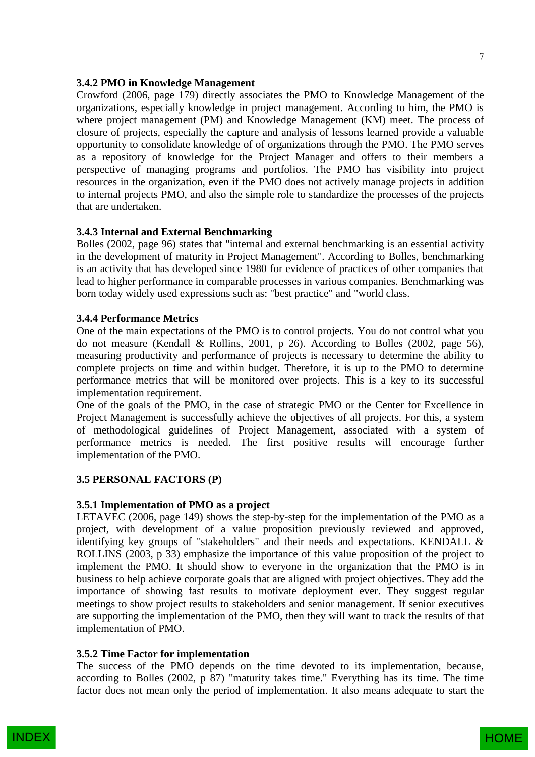### 3.4.2 PMO in Knowledge Management

Crowford (2006, page 179) directly associates the PMO to Knowledge Management of the organizations, especially knowledge in project management. According to him, the PMO is where project management (PM) and Knowledge Management (KM) meet. The process of closure of projects, especially the capture and analysis of lessons learned provide a valuable opportunity to consolidate knowledge of of organizations through the PMO. The PMO serves as a repository of knowledge for the Project Manager and offers to their members a perspective of managing programs and portfolios. The PMO has visibility into project resources in the organization, even if the PMO does not actively manage projects in addition to internal projects PMO, and also the simple role to standardize the processes of the projects that are undertaken.

### 3.4.3 Internal and External Benchmarking

Bolles (2002, page 96) states that "internal and external benchmarking is an essential activity in the development of maturity in Project Management". According to Bolles, benchmarking is an activity that has developed since 1980 for evidence of practices of other companies that lead to higher performance in comparable processes in various companies. Benchmarking was born today widely used expressions such as: "best practice" and "world class.

### 3.4.4 Performance Metrics

One of the main expectations of the PMO is to control projects. You do not control what you do not measure (Kendall & Rollins, 2001, p 26). According to Bolles (2002, page 56), measuring productivity and performance of projects is necessary to determine the ability to complete projects on time and within budget. Therefore, it is up to the PMO to determine performance metrics that will be monitored over projects. This is a key to its successful implementation requirement.

One of the goals of the PMO, in the case of strategic PMO or the Center for Excellence in Project Management is successfully achieve the objectives of all projects. For this, a system of methodological guidelines of Project Management, associated with a system of performance metrics is needed. The first positive results will encourage further implementation of the PMO.

## 3.5 PERSONAL FACTORS (P)

### 3.5.1 Implementation of PMO as a project

LETAVEC (2006, page 149) shows the step-by-step for the implementation of the PMO as a project, with development of a value proposition previously reviewed and approved, identifying key groups of "stakeholders" and their needs and expectations. KENDALL & ROLLINS (2003, p 33) emphasize the importance of this value proposition of the project to implement the PMO. It should show to everyone in the organization that the PMO is in business to help achieve corporate goals that are aligned with project objectives. They add the importance of showing fast results to motivate deployment ever. They suggest regular meetings to show project results to stakeholders and senior management. If senior executives are supporting the implementation of the PMO, then they will want to track the results of that implementation of PMO.

### 3.5.2 Time Factor for implementation

The success of the PMO depends on the time devoted to its implementation, because, according to Bolles (2002, p 87) "maturity takes time." Everything has its time. The time factor does not mean only the period of implementation. It also means adequate to start the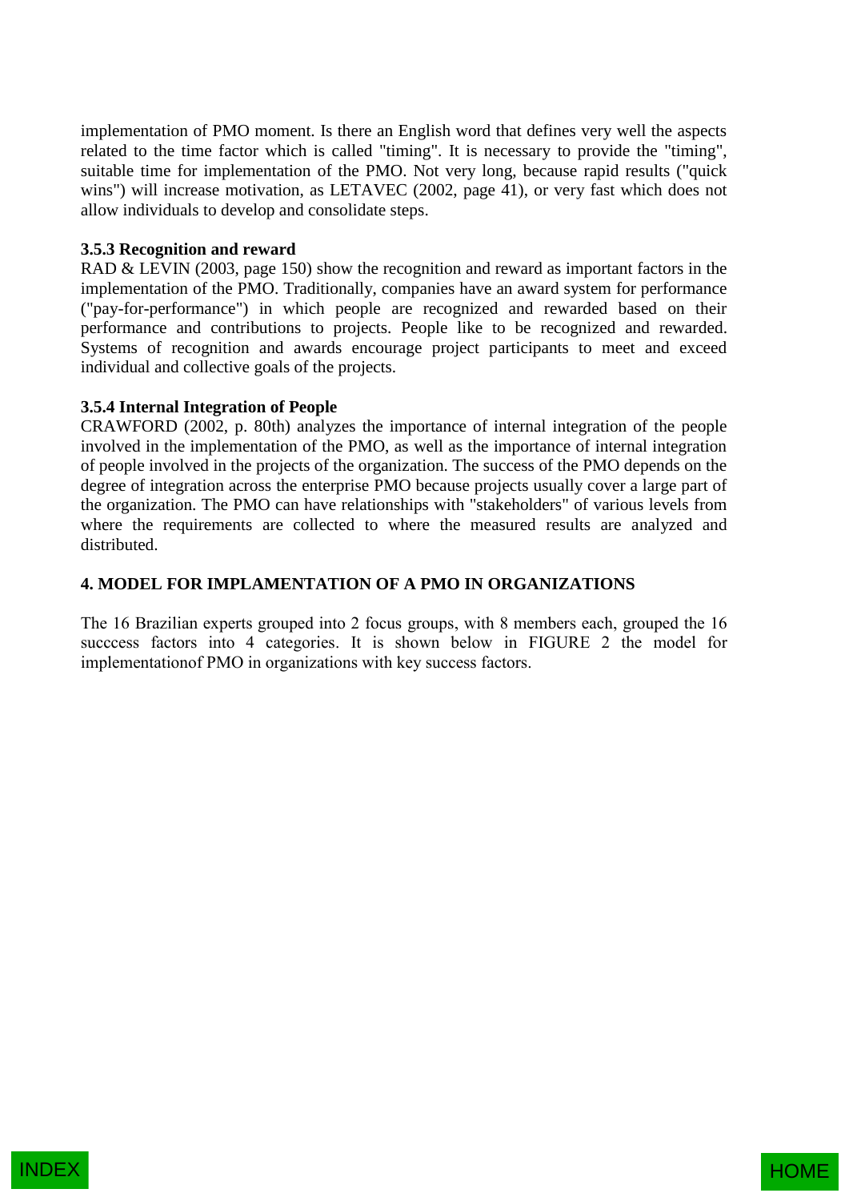implementation of PMO moment. Is there an English word that defines very well the aspects related to the time factor which is called "timing". It is necessary to provide the "timing", suitable time for implementation of the PMO. Not very long, because rapid results ("quick wins") will increase motivation, as LETAVEC (2002, page 41), or very fast which does not allow individuals to develop and consolidate steps.

### 3.5.3 Recognition and reward

RAD & LEVIN (2003, page 150) show the recognition and reward as important factors in the implementation of the PMO. Traditionally, companies have an award system for performance ("pay-for-performance") in which people are recognized and rewarded based on their performance and contributions to projects. People like to be recognized and rewarded. Systems of recognition and awards encourage project participants to meet and exceed individual and collective goals of the projects.

### 3.5.4 Internal Integration of People

CRAWFORD (2002, p. 80th) analyzes the importance of internal integration of the people involved in the implementation of the PMO, as well as the importance of internal integration of people involved in the projects of the organization. The success of the PMO depends on the degree of integration across the enterprise PMO because projects usually cover a large part of the organization. The PMO can have relationships with "stakeholders" of various levels from where the requirements are collected to where the measured results are analyzed and distributed.

## 4. MODEL FOR IMPLAMENTATION OF A PMO IN ORGANIZATIONS

The 16 Brazilian experts grouped into 2 focus groups, with 8 members each, grouped the 16 succcess factors into 4 categories. It is shown below in FIGURE 2 the model for implementationof PMO in organizations with key success factors.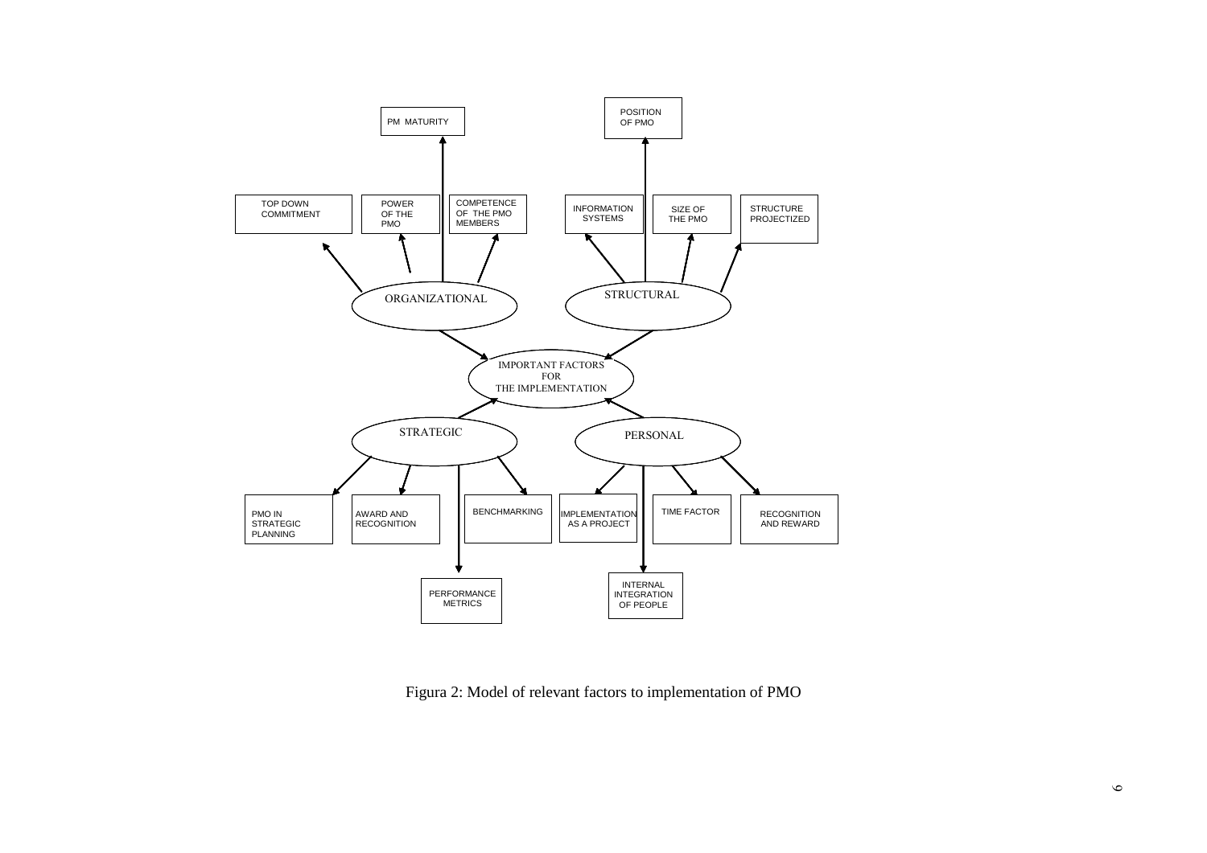IMPORTANT FACTORS FOR THE IMPLEMENTATION

- ORGANIZATIONAL
  - TOP DOWN COMMITMENT
  - POWER OF THE PMO
  - PM MATURITY
  - COMPETENCE OF THE PMO MEMBERS
- STRUCTURAL
  - INFORMATION SYSTEMS
  - POSITION OF PMO
  - SIZE OF THE PMO
  - STRUCTURE PROJECTIZED
- STRATEGIC
  - PMO IN STRATEGIC PLANNING
  - AWARD AND RECOGNITION
  - PERFORMANCE METRICS
  - BENCHMARKING
- PERSONAL
  - IMPLEMENTATION AS A PROJECT
  - INTERNAL INTEGRATION OF PEOPLE
  - TIME FACTOR
  - RECOGNITION AND REWARD

Figura 2: Model of relevant factors to implementation of PMO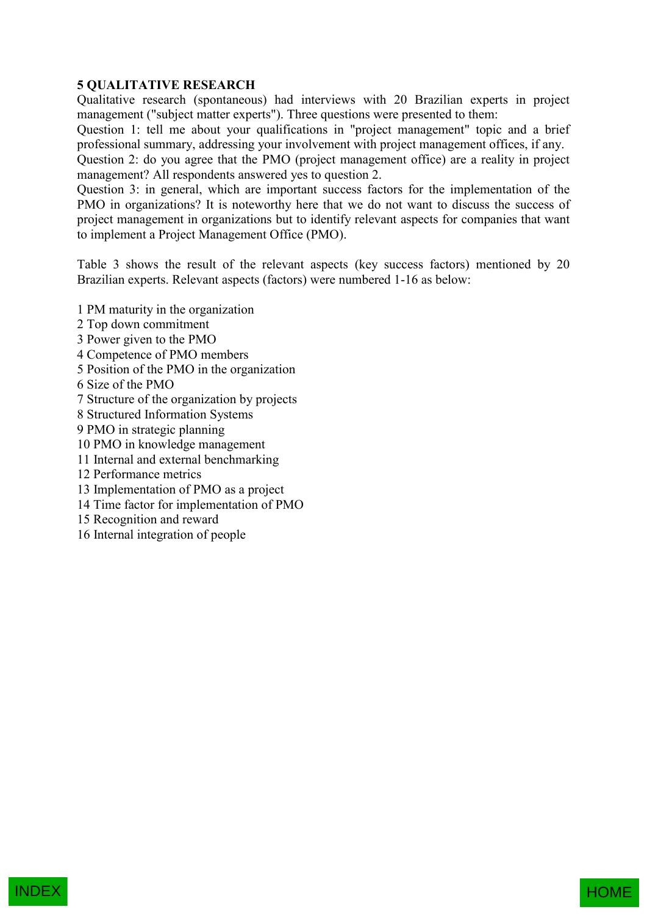## 5 QUALITATIVE RESEARCH

Qualitative research (spontaneous) had interviews with 20 Brazilian experts in project management ("subject matter experts"). Three questions were presented to them:

Question 1: tell me about your qualifications in "project management" topic and a brief professional summary, addressing your involvement with project management offices, if any.

Question 2: do you agree that the PMO (project management office) are a reality in project management? All respondents answered yes to question 2.

Question 3: in general, which are important success factors for the implementation of the PMO in organizations? It is noteworthy here that we do not want to discuss the success of project management in organizations but to identify relevant aspects for companies that want to implement a Project Management Office (PMO).

Table 3 shows the result of the relevant aspects (key success factors) mentioned by 20 Brazilian experts. Relevant aspects (factors) were numbered 1-16 as below:

1 PM maturity in the organization
2 Top down commitment
3 Power given to the PMO
4 Competence of PMO members
5 Position of the PMO in the organization
6 Size of the PMO
7 Structure of the organization by projects
8 Structured Information Systems
9 PMO in strategic planning
10 PMO in knowledge management
11 Internal and external benchmarking
12 Performance metrics
13 Implementation of PMO as a project
14 Time factor for implementation of PMO
15 Recognition and reward
16 Internal integration of people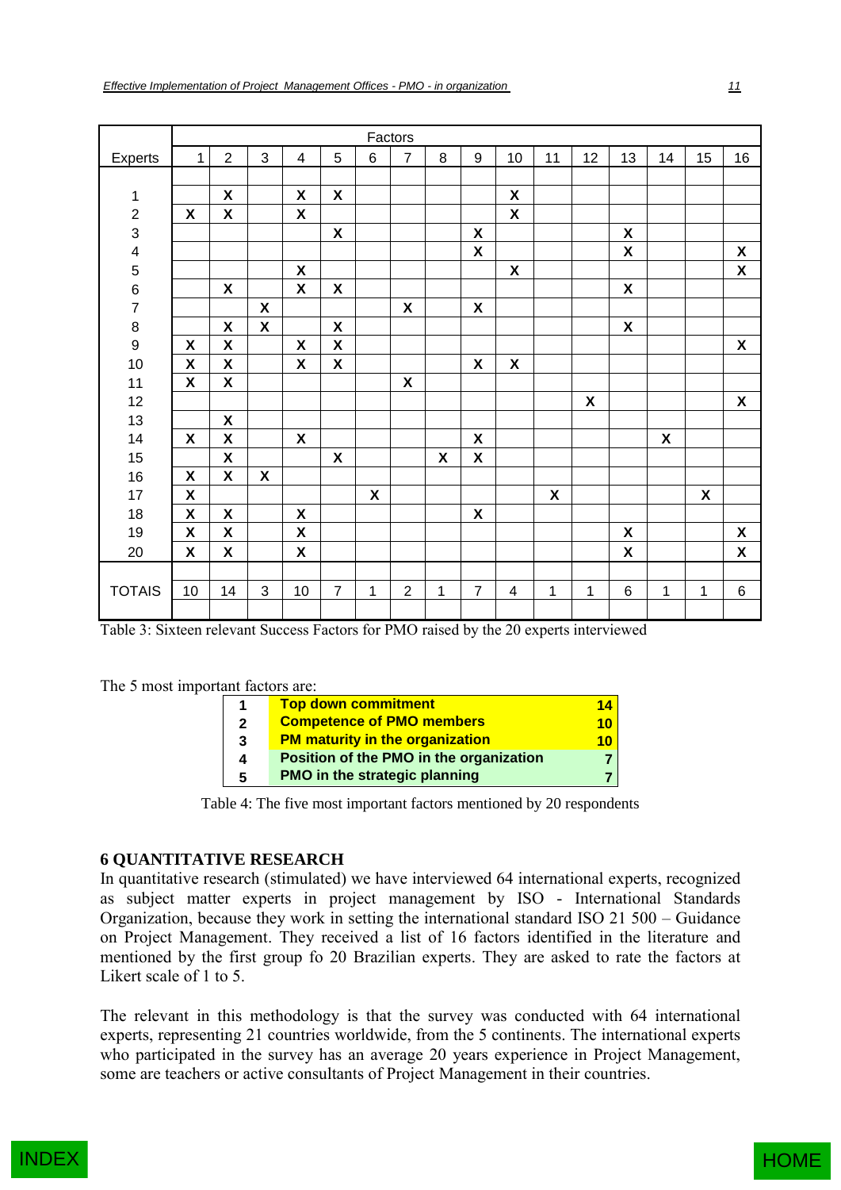| Experts | Factors | | | | | | | | | | | | | | | |
|---|---|---|---|---|---|---|---|---|---|---|---|---|---|---|---|---|
| | 1 | 2 | 3 | 4 | 5 | 6 | 7 | 8 | 9 | 10 | 11 | 12 | 13 | 14 | 15 | 16 |
| 1 | | **X** | | **X** | **X** | | | | | **X** | | | | | | |
| 2 | **X** | **X** | | **X** | | | | | | **X** | | | | | | |
| 3 | | | | | **X** | | | | **X** | | | | **X** | | | |
| 4 | | | | | | | | | **X** | | | | **X** | | | **X** |
| 5 | | | | **X** | | | | | | **X** | | | | | | **X** |
| 6 | | **X** | | **X** | **X** | | | | | | | | **X** | | | |
| 7 | | | **X** | | | | **X** | | **X** | | | | | | | |
| 8 | | **X** | **X** | | **X** | | | | | | | | **X** | | | |
| 9 | **X** | **X** | | **X** | **X** | | | | | | | | | | | **X** |
| 10 | **X** | **X** | | **X** | **X** | | | | **X** | **X** | | | | | | |
| 11 | **X** | **X** | | | | | **X** | | | | | | | | | |
| 12 | | | | | | | | | | | | **X** | | | | **X** |
| 13 | | **X** | | | | | | | | | | | | | | |
| 14 | **X** | **X** | | **X** | | | | | **X** | | | | | **X** | | |
| 15 | | **X** | | | **X** | | | **X** | **X** | | | | | | | |
| 16 | **X** | **X** | **X** | | | | | | | | | | | | | |
| 17 | **X** | | | | | **X** | | | | | **X** | | | | **X** | |
| 18 | **X** | **X** | | **X** | | | | | **X** | | | | | | | |
| 19 | **X** | **X** | | **X** | | | | | | | | | **X** | | | **X** |
| 20 | **X** | **X** | | **X** | | | | | | | | | **X** | | | **X** |
| TOTAIS | 10 | 14 | 3 | 10 | 7 | 1 | 2 | 1 | 7 | 4 | 1 | 1 | 6 | 1 | 1 | 6 |

Table 3: Sixteen relevant Success Factors for PMO raised by the 20 experts interviewed

The 5 most important factors are:

| | | |
|---|---|---|
| 1 | **Top down commitment** | **14** |
| 2 | **Competence of PMO members** | **10** |
| 3 | **PM maturity in the organization** | **10** |
| 4 | **Position of the PMO in the organization** | **7** |
| 5 | **PMO in the strategic planning** | **7** |

Table 4: The five most important factors mentioned by 20 respondents

## 6 QUANTITATIVE RESEARCH

In quantitative research (stimulated) we have interviewed 64 international experts, recognized as subject matter experts in project management by ISO - International Standards Organization, because they work in setting the international standard ISO 21 500 – Guidance on Project Management. They received a list of 16 factors identified in the literature and mentioned by the first group fo 20 Brazilian experts. They are asked to rate the factors at Likert scale of 1 to 5.

The relevant in this methodology is that the survey was conducted with 64 international experts, representing 21 countries worldwide, from the 5 continents. The international experts who participated in the survey has an average 20 years experience in Project Management, some are teachers or active consultants of Project Management in their countries.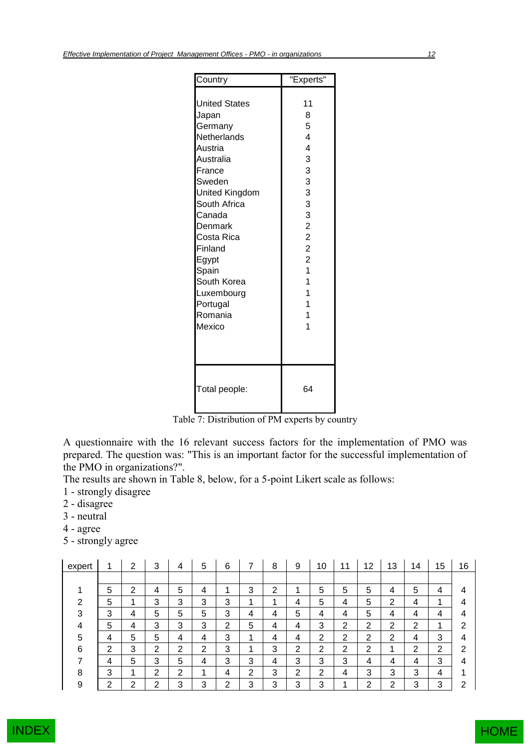| Country | "Experts" |
|---|---|
| United States | 11 |
| Japan | 8 |
| Germany | 5 |
| Netherlands | 4 |
| Austria | 4 |
| Australia | 3 |
| France | 3 |
| Sweden | 3 |
| United Kingdom | 3 |
| South Africa | 3 |
| Canada | 3 |
| Denmark | 2 |
| Costa Rica | 2 |
| Finland | 2 |
| Egypt | 2 |
| Spain | 1 |
| South Korea | 1 |
| Luxembourg | 1 |
| Portugal | 1 |
| Romania | 1 |
| Mexico | 1 |
| Total people: | 64 |

Table 7: Distribution of PM experts by country

A questionnaire with the 16 relevant success factors for the implementation of PMO was prepared. The question was: "This is an important factor for the successful implementation of the PMO in organizations?".

The results are shown in Table 8, below, for a 5-point Likert scale as follows:

1 - strongly disagree
2 - disagree
3 - neutral
4 - agree
5 - strongly agree

| expert | 1 | 2 | 3 | 4 | 5 | 6 | 7 | 8 | 9 | 10 | 11 | 12 | 13 | 14 | 15 | 16 |
|---|---|---|---|---|---|---|---|---|---|---|---|---|---|---|---|---|
| 1 | 5 | 2 | 4 | 5 | 4 | 1 | 3 | 2 | 1 | 5 | 5 | 5 | 4 | 5 | 4 | 4 |
| 2 | 5 | 1 | 3 | 3 | 3 | 3 | 1 | 1 | 4 | 5 | 4 | 5 | 2 | 4 | 1 | 4 |
| 3 | 3 | 4 | 5 | 5 | 5 | 3 | 4 | 4 | 5 | 4 | 4 | 5 | 4 | 4 | 4 | 4 |
| 4 | 5 | 4 | 3 | 3 | 3 | 2 | 5 | 4 | 4 | 3 | 2 | 2 | 2 | 2 | 1 | 2 |
| 5 | 4 | 5 | 5 | 4 | 4 | 3 | 1 | 4 | 4 | 2 | 2 | 2 | 2 | 4 | 3 | 4 |
| 6 | 2 | 3 | 2 | 2 | 2 | 3 | 1 | 3 | 2 | 2 | 2 | 2 | 1 | 2 | 2 | 2 |
| 7 | 4 | 5 | 3 | 5 | 4 | 3 | 3 | 4 | 3 | 3 | 3 | 4 | 4 | 4 | 3 | 4 |
| 8 | 3 | 1 | 2 | 2 | 1 | 4 | 2 | 3 | 2 | 2 | 4 | 3 | 3 | 3 | 4 | 1 |
| 9 | 2 | 2 | 2 | 3 | 3 | 2 | 3 | 3 | 3 | 3 | 1 | 2 | 2 | 3 | 3 | 2 |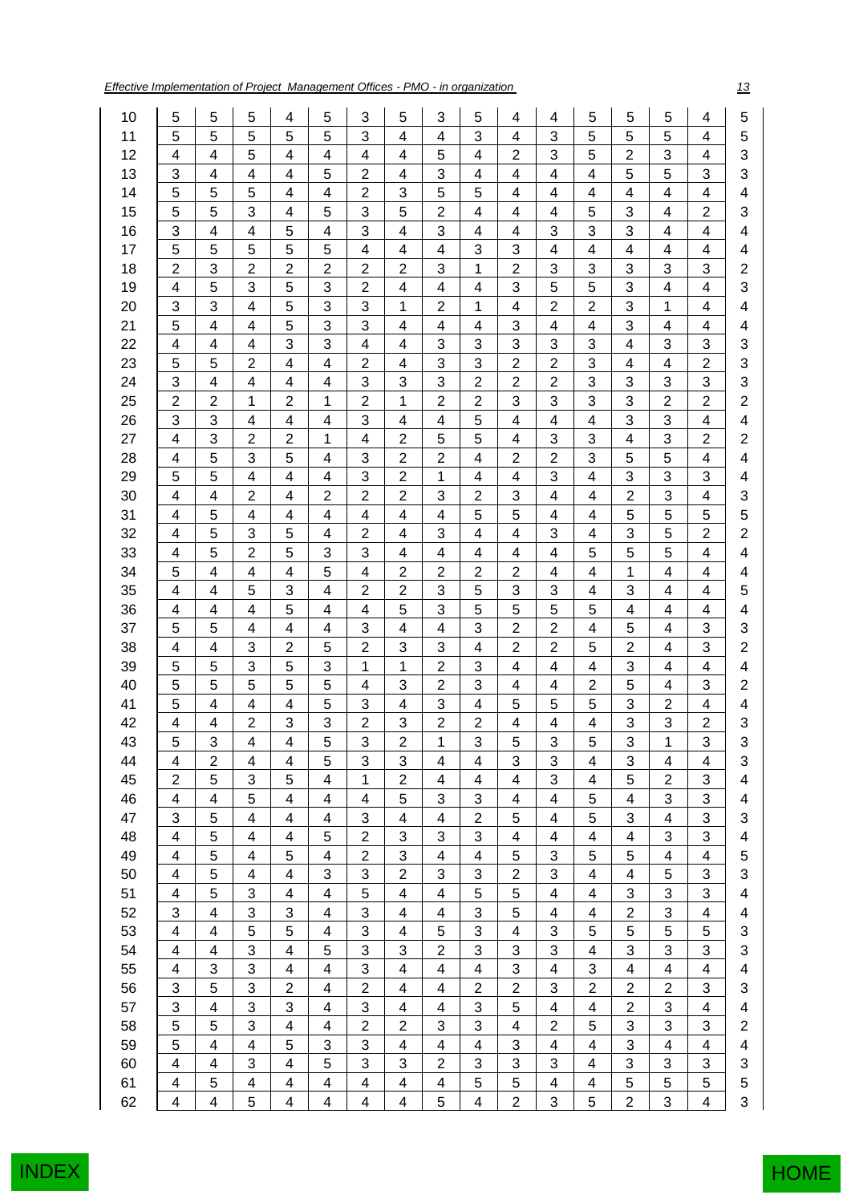| | | | | | | | | | | | | | | | | |
|---|---|---|---|---|---|---|---|---|---|---|---|---|---|---|---|---|
| 10 | 5 | 5 | 5 | 4 | 5 | 3 | 5 | 3 | 5 | 4 | 4 | 5 | 5 | 5 | 4 | 5 |
| 11 | 5 | 5 | 5 | 5 | 5 | 3 | 4 | 4 | 3 | 4 | 3 | 5 | 5 | 5 | 4 | 5 |
| 12 | 4 | 4 | 5 | 4 | 4 | 4 | 4 | 5 | 4 | 2 | 3 | 5 | 2 | 3 | 4 | 3 |
| 13 | 3 | 4 | 4 | 4 | 5 | 2 | 4 | 3 | 4 | 4 | 4 | 4 | 5 | 5 | 3 | 3 |
| 14 | 5 | 5 | 5 | 4 | 4 | 2 | 3 | 5 | 5 | 4 | 4 | 4 | 4 | 4 | 4 | 4 |
| 15 | 5 | 5 | 3 | 4 | 5 | 3 | 5 | 2 | 4 | 4 | 4 | 5 | 3 | 4 | 2 | 3 |
| 16 | 3 | 4 | 4 | 5 | 4 | 3 | 4 | 3 | 4 | 4 | 3 | 3 | 3 | 4 | 4 | 4 |
| 17 | 5 | 5 | 5 | 5 | 5 | 4 | 4 | 4 | 3 | 3 | 4 | 4 | 4 | 4 | 4 | 4 |
| 18 | 2 | 3 | 2 | 2 | 2 | 2 | 2 | 3 | 1 | 2 | 3 | 3 | 3 | 3 | 3 | 2 |
| 19 | 4 | 5 | 3 | 5 | 3 | 2 | 4 | 4 | 4 | 3 | 5 | 5 | 3 | 4 | 4 | 3 |
| 20 | 3 | 3 | 4 | 5 | 3 | 3 | 1 | 2 | 1 | 4 | 2 | 2 | 3 | 1 | 4 | 4 |
| 21 | 5 | 4 | 4 | 5 | 3 | 3 | 4 | 4 | 4 | 3 | 4 | 4 | 3 | 4 | 4 | 4 |
| 22 | 4 | 4 | 4 | 3 | 3 | 4 | 4 | 3 | 3 | 3 | 3 | 3 | 4 | 3 | 3 | 3 |
| 23 | 5 | 5 | 2 | 4 | 4 | 2 | 4 | 3 | 3 | 2 | 2 | 3 | 4 | 4 | 2 | 3 |
| 24 | 3 | 4 | 4 | 4 | 4 | 3 | 3 | 3 | 2 | 2 | 2 | 3 | 3 | 3 | 3 | 3 |
| 25 | 2 | 2 | 1 | 2 | 1 | 2 | 1 | 2 | 2 | 3 | 3 | 3 | 3 | 2 | 2 | 2 |
| 26 | 3 | 3 | 4 | 4 | 4 | 3 | 4 | 4 | 5 | 4 | 4 | 4 | 3 | 3 | 4 | 4 |
| 27 | 4 | 3 | 2 | 2 | 1 | 4 | 2 | 5 | 5 | 4 | 3 | 3 | 4 | 3 | 2 | 2 |
| 28 | 4 | 5 | 3 | 5 | 4 | 3 | 2 | 2 | 4 | 2 | 2 | 3 | 5 | 5 | 4 | 4 |
| 29 | 5 | 5 | 4 | 4 | 4 | 3 | 2 | 1 | 4 | 4 | 3 | 4 | 3 | 3 | 3 | 4 |
| 30 | 4 | 4 | 2 | 4 | 2 | 2 | 2 | 3 | 2 | 3 | 4 | 4 | 2 | 3 | 4 | 3 |
| 31 | 4 | 5 | 4 | 4 | 4 | 4 | 4 | 4 | 5 | 5 | 4 | 4 | 5 | 5 | 5 | 5 |
| 32 | 4 | 5 | 3 | 5 | 4 | 2 | 4 | 3 | 4 | 4 | 3 | 4 | 3 | 5 | 2 | 2 |
| 33 | 4 | 5 | 2 | 5 | 3 | 3 | 4 | 4 | 4 | 4 | 4 | 5 | 5 | 5 | 4 | 4 |
| 34 | 5 | 4 | 4 | 4 | 5 | 4 | 2 | 2 | 2 | 2 | 4 | 4 | 1 | 4 | 4 | 4 |
| 35 | 4 | 4 | 5 | 3 | 4 | 2 | 2 | 3 | 5 | 3 | 3 | 4 | 3 | 4 | 4 | 5 |
| 36 | 4 | 4 | 4 | 5 | 4 | 4 | 5 | 3 | 5 | 5 | 5 | 5 | 4 | 4 | 4 | 4 |
| 37 | 5 | 5 | 4 | 4 | 4 | 3 | 4 | 4 | 3 | 2 | 2 | 4 | 5 | 4 | 3 | 3 |
| 38 | 4 | 4 | 3 | 2 | 5 | 2 | 3 | 3 | 4 | 2 | 2 | 5 | 2 | 4 | 3 | 2 |
| 39 | 5 | 5 | 3 | 5 | 3 | 1 | 1 | 2 | 3 | 4 | 4 | 4 | 3 | 4 | 4 | 4 |
| 40 | 5 | 5 | 5 | 5 | 5 | 4 | 3 | 2 | 3 | 4 | 4 | 2 | 5 | 4 | 3 | 2 |
| 41 | 5 | 4 | 4 | 4 | 5 | 3 | 4 | 3 | 4 | 5 | 5 | 5 | 3 | 2 | 4 | 4 |
| 42 | 4 | 4 | 2 | 3 | 3 | 2 | 3 | 2 | 2 | 4 | 4 | 4 | 3 | 3 | 2 | 3 |
| 43 | 5 | 3 | 4 | 4 | 5 | 3 | 2 | 1 | 3 | 5 | 3 | 5 | 3 | 1 | 3 | 3 |
| 44 | 4 | 2 | 4 | 4 | 5 | 3 | 3 | 4 | 4 | 3 | 3 | 4 | 3 | 4 | 4 | 3 |
| 45 | 2 | 5 | 3 | 5 | 4 | 1 | 2 | 4 | 4 | 4 | 3 | 4 | 5 | 2 | 3 | 4 |
| 46 | 4 | 4 | 5 | 4 | 4 | 4 | 5 | 3 | 3 | 4 | 4 | 5 | 4 | 3 | 3 | 4 |
| 47 | 3 | 5 | 4 | 4 | 4 | 3 | 4 | 4 | 2 | 5 | 4 | 5 | 3 | 4 | 3 | 3 |
| 48 | 4 | 5 | 4 | 4 | 5 | 2 | 3 | 3 | 3 | 4 | 4 | 4 | 4 | 3 | 3 | 4 |
| 49 | 4 | 5 | 4 | 5 | 4 | 2 | 3 | 4 | 4 | 5 | 3 | 5 | 5 | 4 | 4 | 5 |
| 50 | 4 | 5 | 4 | 4 | 3 | 3 | 2 | 3 | 3 | 2 | 3 | 4 | 4 | 5 | 3 | 3 |
| 51 | 4 | 5 | 3 | 4 | 4 | 5 | 4 | 4 | 5 | 5 | 4 | 4 | 3 | 3 | 3 | 4 |
| 52 | 3 | 4 | 3 | 3 | 4 | 3 | 4 | 4 | 3 | 5 | 4 | 4 | 2 | 3 | 4 | 4 |
| 53 | 4 | 4 | 5 | 5 | 4 | 3 | 4 | 5 | 3 | 4 | 3 | 5 | 5 | 5 | 5 | 3 |
| 54 | 4 | 4 | 3 | 4 | 5 | 3 | 3 | 2 | 3 | 3 | 3 | 4 | 3 | 3 | 3 | 3 |
| 55 | 4 | 3 | 3 | 4 | 4 | 3 | 4 | 4 | 4 | 3 | 4 | 3 | 4 | 4 | 4 | 4 |
| 56 | 3 | 5 | 3 | 2 | 4 | 2 | 4 | 4 | 2 | 2 | 3 | 2 | 2 | 2 | 3 | 3 |
| 57 | 3 | 4 | 3 | 3 | 4 | 3 | 4 | 4 | 3 | 5 | 4 | 4 | 2 | 3 | 4 | 4 |
| 58 | 5 | 5 | 3 | 4 | 4 | 2 | 2 | 3 | 3 | 4 | 2 | 5 | 3 | 3 | 3 | 2 |
| 59 | 5 | 4 | 4 | 5 | 3 | 3 | 4 | 4 | 4 | 3 | 4 | 4 | 3 | 4 | 4 | 4 |
| 60 | 4 | 4 | 3 | 4 | 5 | 3 | 3 | 2 | 3 | 3 | 3 | 4 | 3 | 3 | 3 | 3 |
| 61 | 4 | 5 | 4 | 4 | 4 | 4 | 4 | 4 | 5 | 5 | 4 | 4 | 5 | 5 | 5 | 5 |
| 62 | 4 | 4 | 5 | 4 | 4 | 4 | 4 | 5 | 4 | 2 | 3 | 5 | 2 | 3 | 4 | 3 |

INDEX

HOME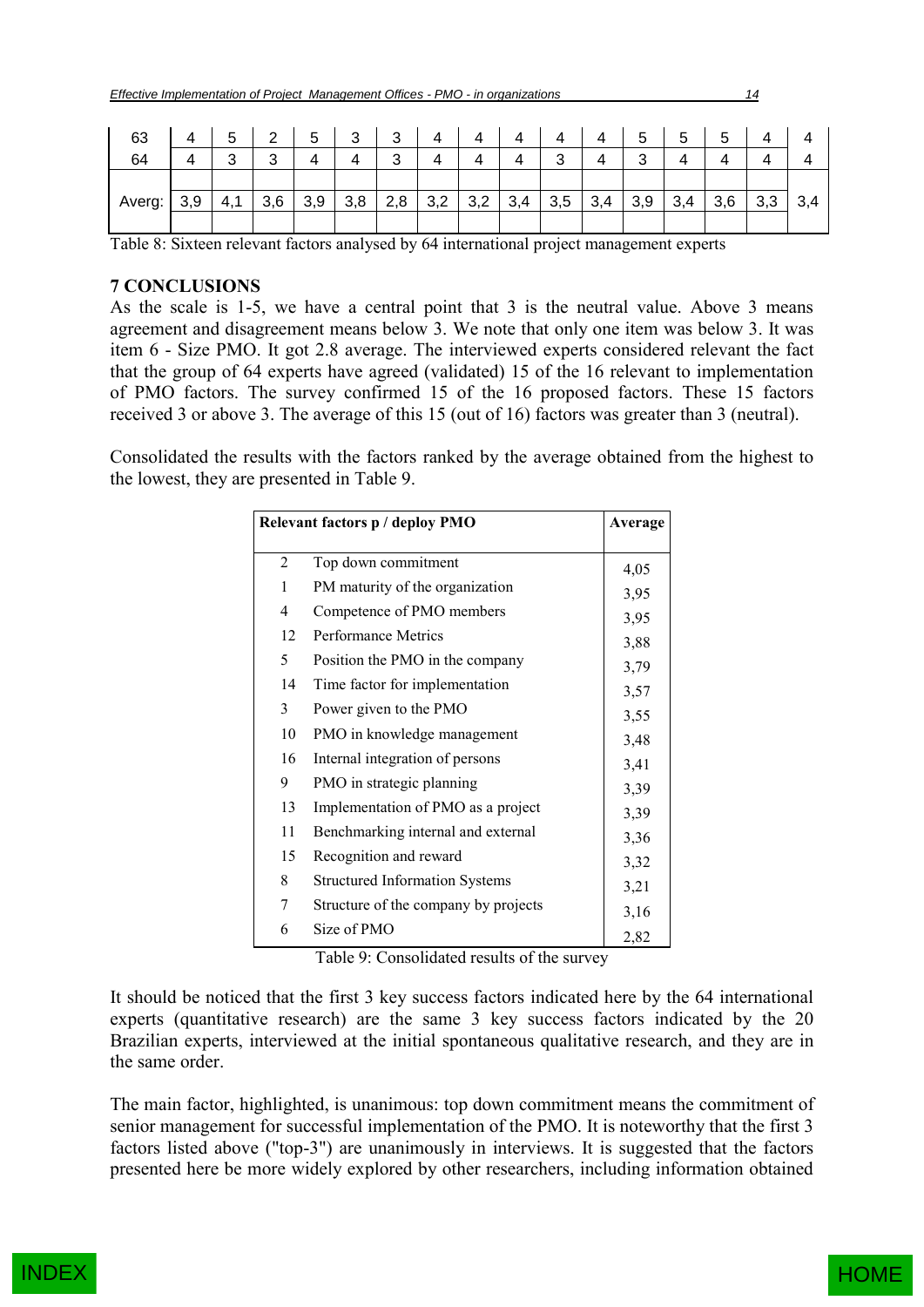| 63 | 4 | 5 | 2 | 5 | 3 | 3 | 4 | 4 | 4 | 4 | 4 | 5 | 5 | 5 | 4 | 4 |
|---|---|---|---|---|---|---|---|---|---|---|---|---|---|---|---|---|
| 64 | 4 | 3 | 3 | 4 | 4 | 3 | 4 | 4 | 4 | 3 | 4 | 3 | 4 | 4 | 4 | 4 |
| Averg: | 3,9 | 4,1 | 3,6 | 3,9 | 3,8 | 2,8 | 3,2 | 3,2 | 3,4 | 3,5 | 3,4 | 3,9 | 3,4 | 3,6 | 3,3 | 3,4 |

Table 8: Sixteen relevant factors analysed by 64 international project management experts

## 7 CONCLUSIONS

As the scale is 1-5, we have a central point that 3 is the neutral value. Above 3 means agreement and disagreement means below 3. We note that only one item was below 3. It was item 6 - Size PMO. It got 2.8 average. The interviewed experts considered relevant the fact that the group of 64 experts have agreed (validated) 15 of the 16 relevant to implementation of PMO factors. The survey confirmed 15 of the 16 proposed factors. These 15 factors received 3 or above 3. The average of this 15 (out of 16) factors was greater than 3 (neutral).

Consolidated the results with the factors ranked by the average obtained from the highest to the lowest, they are presented in Table 9.

| Relevant factors p / deploy PMO | | Average |
|---|---|---|
| 2 | Top down commitment | 4,05 |
| 1 | PM maturity of the organization | 3,95 |
| 4 | Competence of PMO members | 3,95 |
| 12 | Performance Metrics | 3,88 |
| 5 | Position the PMO in the company | 3,79 |
| 14 | Time factor for implementation | 3,57 |
| 3 | Power given to the PMO | 3,55 |
| 10 | PMO in knowledge management | 3,48 |
| 16 | Internal integration of persons | 3,41 |
| 9 | PMO in strategic planning | 3,39 |
| 13 | Implementation of PMO as a project | 3,39 |
| 11 | Benchmarking internal and external | 3,36 |
| 15 | Recognition and reward | 3,32 |
| 8 | Structured Information Systems | 3,21 |
| 7 | Structure of the company by projects | 3,16 |
| 6 | Size of PMO | 2,82 |

Table 9: Consolidated results of the survey

It should be noticed that the first 3 key success factors indicated here by the 64 international experts (quantitative research) are the same 3 key success factors indicated by the 20 Brazilian experts, interviewed at the initial spontaneous qualitative research, and they are in the same order.

The main factor, highlighted, is unanimous: top down commitment means the commitment of senior management for successful implementation of the PMO. It is noteworthy that the first 3 factors listed above ("top-3") are unanimously in interviews. It is suggested that the factors presented here be more widely explored by other researchers, including information obtained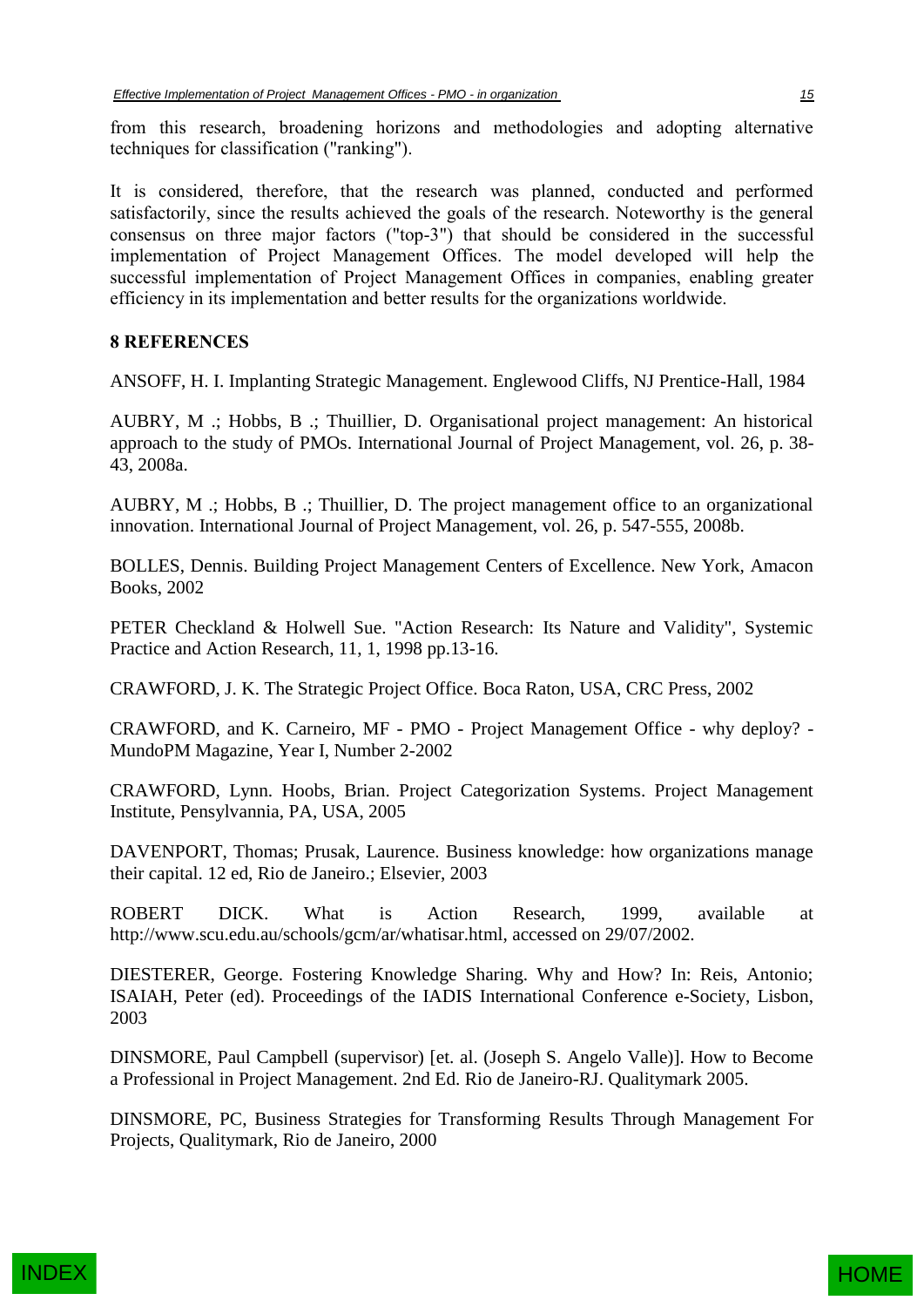from this research, broadening horizons and methodologies and adopting alternative techniques for classification ("ranking").

It is considered, therefore, that the research was planned, conducted and performed satisfactorily, since the results achieved the goals of the research. Noteworthy is the general consensus on three major factors ("top-3") that should be considered in the successful implementation of Project Management Offices. The model developed will help the successful implementation of Project Management Offices in companies, enabling greater efficiency in its implementation and better results for the organizations worldwide.

## 8 REFERENCES

ANSOFF, H. I. Implanting Strategic Management. Englewood Cliffs, NJ Prentice-Hall, 1984

AUBRY, M .; Hobbs, B .; Thuillier, D. Organisational project management: An historical approach to the study of PMOs. International Journal of Project Management, vol. 26, p. 38-43, 2008a.

AUBRY, M .; Hobbs, B .; Thuillier, D. The project management office to an organizational innovation. International Journal of Project Management, vol. 26, p. 547-555, 2008b.

BOLLES, Dennis. Building Project Management Centers of Excellence. New York, Amacon Books, 2002

PETER Checkland & Holwell Sue. "Action Research: Its Nature and Validity", Systemic Practice and Action Research, 11, 1, 1998 pp.13-16.

CRAWFORD, J. K. The Strategic Project Office. Boca Raton, USA, CRC Press, 2002

CRAWFORD, and K. Carneiro, MF - PMO - Project Management Office - why deploy? - MundoPM Magazine, Year I, Number 2-2002

CRAWFORD, Lynn. Hoobs, Brian. Project Categorization Systems. Project Management Institute, Pensylvannia, PA, USA, 2005

DAVENPORT, Thomas; Prusak, Laurence. Business knowledge: how organizations manage their capital. 12 ed, Rio de Janeiro.; Elsevier, 2003

ROBERT DICK. What is Action Research, 1999, available at http://www.scu.edu.au/schools/gcm/ar/whatisar.html, accessed on 29/07/2002.

DIESTERER, George. Fostering Knowledge Sharing. Why and How? In: Reis, Antonio; ISAIAH, Peter (ed). Proceedings of the IADIS International Conference e-Society, Lisbon, 2003

DINSMORE, Paul Campbell (supervisor) [et. al. (Joseph S. Angelo Valle)]. How to Become a Professional in Project Management. 2nd Ed. Rio de Janeiro-RJ. Qualitymark 2005.

DINSMORE, PC, Business Strategies for Transforming Results Through Management For Projects, Qualitymark, Rio de Janeiro, 2000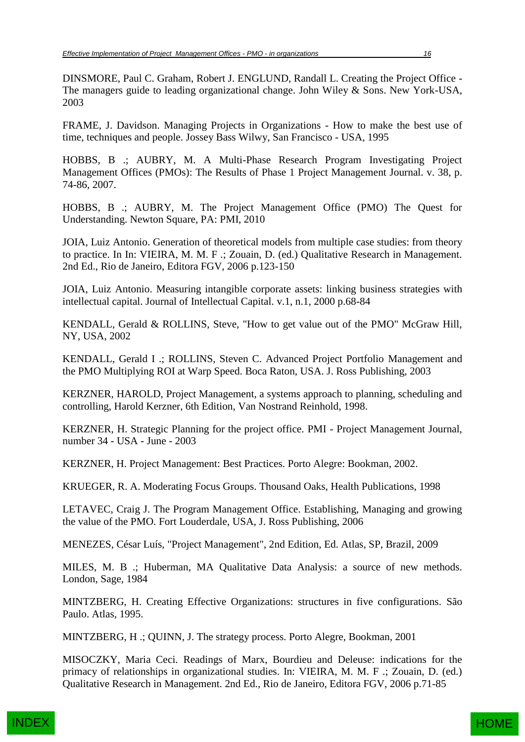DINSMORE, Paul C. Graham, Robert J. ENGLUND, Randall L. Creating the Project Office - The managers guide to leading organizational change. John Wiley & Sons. New York-USA, 2003

FRAME, J. Davidson. Managing Projects in Organizations - How to make the best use of time, techniques and people. Jossey Bass Wilwy, San Francisco - USA, 1995

HOBBS, B .; AUBRY, M. A Multi-Phase Research Program Investigating Project Management Offices (PMOs): The Results of Phase 1 Project Management Journal. v. 38, p. 74-86, 2007.

HOBBS, B .; AUBRY, M. The Project Management Office (PMO) The Quest for Understanding. Newton Square, PA: PMI, 2010

JOIA, Luiz Antonio. Generation of theoretical models from multiple case studies: from theory to practice. In In: VIEIRA, M. M. F .; Zouain, D. (ed.) Qualitative Research in Management. 2nd Ed., Rio de Janeiro, Editora FGV, 2006 p.123-150

JOIA, Luiz Antonio. Measuring intangible corporate assets: linking business strategies with intellectual capital. Journal of Intellectual Capital. v.1, n.1, 2000 p.68-84

KENDALL, Gerald & ROLLINS, Steve, "How to get value out of the PMO" McGraw Hill, NY, USA, 2002

KENDALL, Gerald I .; ROLLINS, Steven C. Advanced Project Portfolio Management and the PMO Multiplying ROI at Warp Speed. Boca Raton, USA. J. Ross Publishing, 2003

KERZNER, HAROLD, Project Management, a systems approach to planning, scheduling and controlling, Harold Kerzner, 6th Edition, Van Nostrand Reinhold, 1998.

KERZNER, H. Strategic Planning for the project office. PMI - Project Management Journal, number 34 - USA - June - 2003

KERZNER, H. Project Management: Best Practices. Porto Alegre: Bookman, 2002.

KRUEGER, R. A. Moderating Focus Groups. Thousand Oaks, Health Publications, 1998

LETAVEC, Craig J. The Program Management Office. Establishing, Managing and growing the value of the PMO. Fort Louderdale, USA, J. Ross Publishing, 2006

MENEZES, César Luís, "Project Management", 2nd Edition, Ed. Atlas, SP, Brazil, 2009

MILES, M. B .; Huberman, MA Qualitative Data Analysis: a source of new methods. London, Sage, 1984

MINTZBERG, H. Creating Effective Organizations: structures in five configurations. São Paulo. Atlas, 1995.

MINTZBERG, H .; QUINN, J. The strategy process. Porto Alegre, Bookman, 2001

MISOCZKY, Maria Ceci. Readings of Marx, Bourdieu and Deleuse: indications for the primacy of relationships in organizational studies. In: VIEIRA, M. M. F .; Zouain, D. (ed.) Qualitative Research in Management. 2nd Ed., Rio de Janeiro, Editora FGV, 2006 p.71-85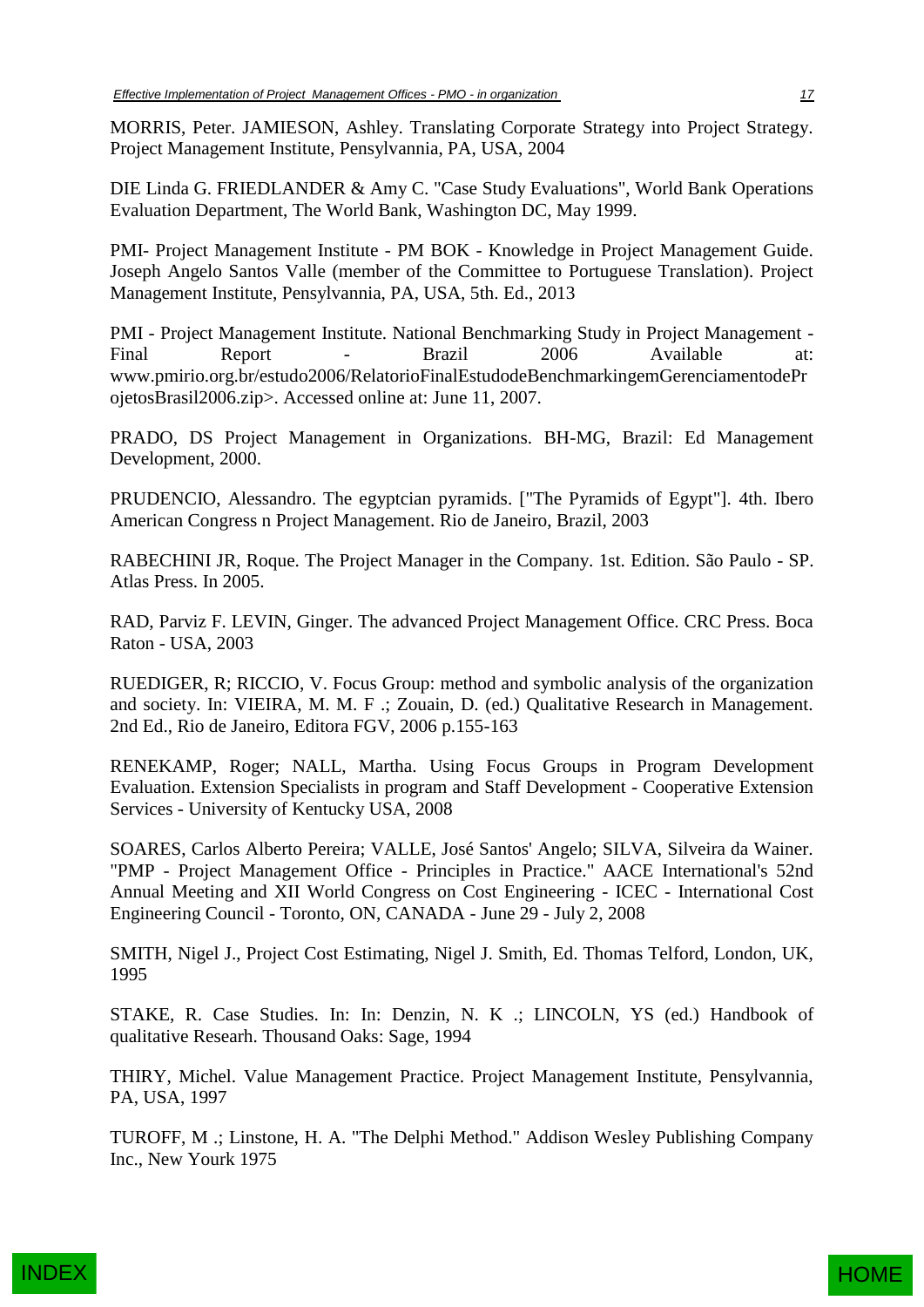MORRIS, Peter. JAMIESON, Ashley. Translating Corporate Strategy into Project Strategy. Project Management Institute, Pensylvannia, PA, USA, 2004

DIE Linda G. FRIEDLANDER & Amy C. "Case Study Evaluations", World Bank Operations Evaluation Department, The World Bank, Washington DC, May 1999.

PMI- Project Management Institute - PM BOK - Knowledge in Project Management Guide. Joseph Angelo Santos Valle (member of the Committee to Portuguese Translation). Project Management Institute, Pensylvannia, PA, USA, 5th. Ed., 2013

PMI - Project Management Institute. National Benchmarking Study in Project Management - Final Report - Brazil 2006 Available at: www.pmirio.org.br/estudo2006/RelatorioFinalEstudodeBenchmarkingemGerenciamentodeProjetosBrasil2006.zip>. Accessed online at: June 11, 2007.

PRADO, DS Project Management in Organizations. BH-MG, Brazil: Ed Management Development, 2000.

PRUDENCIO, Alessandro. The egyptcian pyramids. ["The Pyramids of Egypt"]. 4th. Ibero American Congress n Project Management. Rio de Janeiro, Brazil, 2003

RABECHINI JR, Roque. The Project Manager in the Company. 1st. Edition. São Paulo - SP. Atlas Press. In 2005.

RAD, Parviz F. LEVIN, Ginger. The advanced Project Management Office. CRC Press. Boca Raton - USA, 2003

RUEDIGER, R; RICCIO, V. Focus Group: method and symbolic analysis of the organization and society. In: VIEIRA, M. M. F .; Zouain, D. (ed.) Qualitative Research in Management. 2nd Ed., Rio de Janeiro, Editora FGV, 2006 p.155-163

RENEKAMP, Roger; NALL, Martha. Using Focus Groups in Program Development Evaluation. Extension Specialists in program and Staff Development - Cooperative Extension Services - University of Kentucky USA, 2008

SOARES, Carlos Alberto Pereira; VALLE, José Santos' Angelo; SILVA, Silveira da Wainer. "PMP - Project Management Office - Principles in Practice." AACE International's 52nd Annual Meeting and XII World Congress on Cost Engineering - ICEC - International Cost Engineering Council - Toronto, ON, CANADA - June 29 - July 2, 2008

SMITH, Nigel J., Project Cost Estimating, Nigel J. Smith, Ed. Thomas Telford, London, UK, 1995

STAKE, R. Case Studies. In: In: Denzin, N. K .; LINCOLN, YS (ed.) Handbook of qualitative Researh. Thousand Oaks: Sage, 1994

THIRY, Michel. Value Management Practice. Project Management Institute, Pensylvannia, PA, USA, 1997

TUROFF, M .; Linstone, H. A. "The Delphi Method." Addison Wesley Publishing Company Inc., New Yourk 1975

INDEX

HOME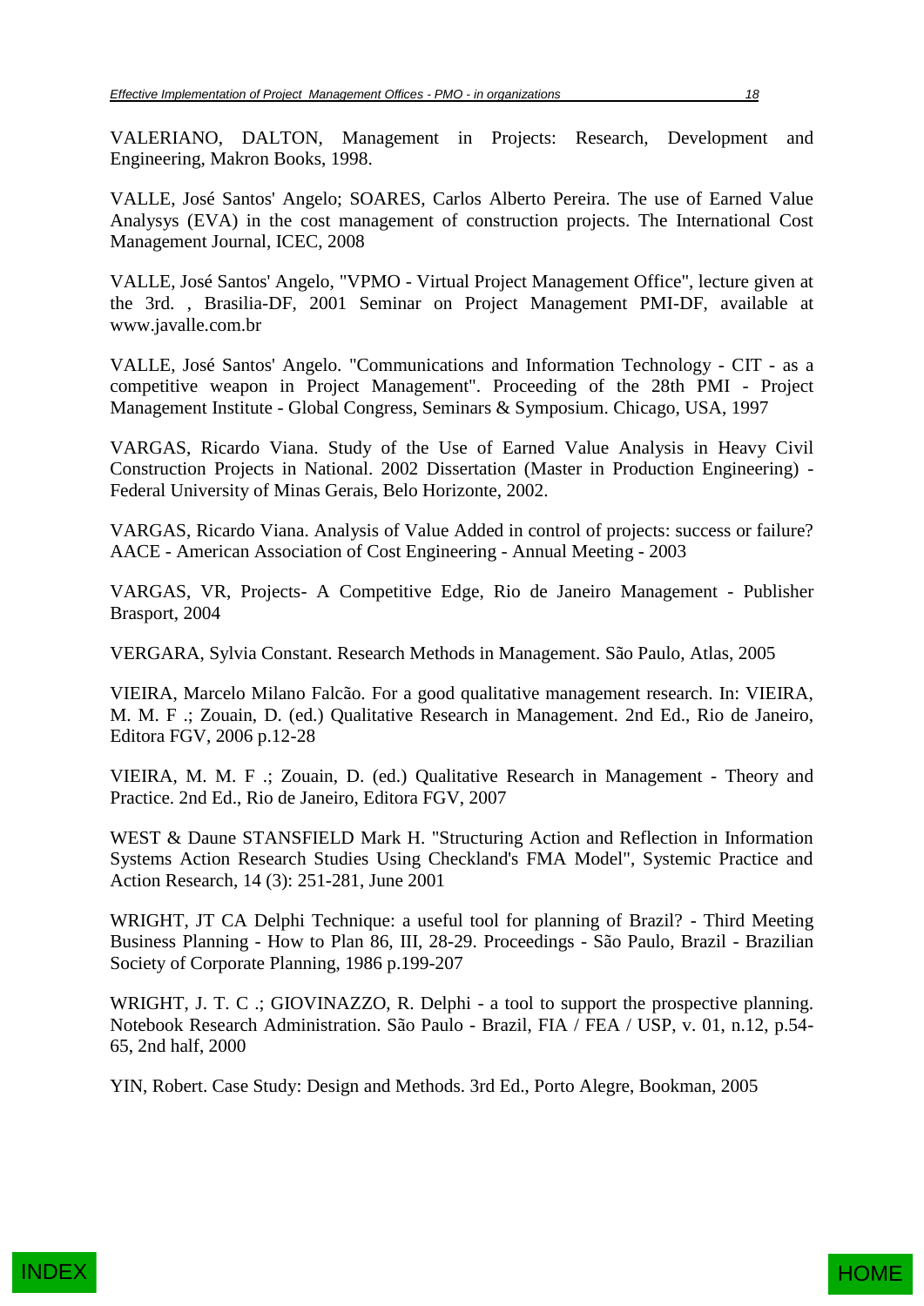VALERIANO, DALTON, Management in Projects: Research, Development and Engineering, Makron Books, 1998.

VALLE, José Santos' Angelo; SOARES, Carlos Alberto Pereira. The use of Earned Value Analysys (EVA) in the cost management of construction projects. The International Cost Management Journal, ICEC, 2008

VALLE, José Santos' Angelo, "VPMO - Virtual Project Management Office", lecture given at the 3rd. , Brasilia-DF, 2001 Seminar on Project Management PMI-DF, available at www.javalle.com.br

VALLE, José Santos' Angelo. "Communications and Information Technology - CIT - as a competitive weapon in Project Management". Proceeding of the 28th PMI - Project Management Institute - Global Congress, Seminars & Symposium. Chicago, USA, 1997

VARGAS, Ricardo Viana. Study of the Use of Earned Value Analysis in Heavy Civil Construction Projects in National. 2002 Dissertation (Master in Production Engineering) - Federal University of Minas Gerais, Belo Horizonte, 2002.

VARGAS, Ricardo Viana. Analysis of Value Added in control of projects: success or failure? AACE - American Association of Cost Engineering - Annual Meeting - 2003

VARGAS, VR, Projects- A Competitive Edge, Rio de Janeiro Management - Publisher Brasport, 2004

VERGARA, Sylvia Constant. Research Methods in Management. São Paulo, Atlas, 2005

VIEIRA, Marcelo Milano Falcão. For a good qualitative management research. In: VIEIRA, M. M. F .; Zouain, D. (ed.) Qualitative Research in Management. 2nd Ed., Rio de Janeiro, Editora FGV, 2006 p.12-28

VIEIRA, M. M. F .; Zouain, D. (ed.) Qualitative Research in Management - Theory and Practice. 2nd Ed., Rio de Janeiro, Editora FGV, 2007

WEST & Daune STANSFIELD Mark H. "Structuring Action and Reflection in Information Systems Action Research Studies Using Checkland's FMA Model", Systemic Practice and Action Research, 14 (3): 251-281, June 2001

WRIGHT, JT CA Delphi Technique: a useful tool for planning of Brazil? - Third Meeting Business Planning - How to Plan 86, III, 28-29. Proceedings - São Paulo, Brazil - Brazilian Society of Corporate Planning, 1986 p.199-207

WRIGHT, J. T. C .; GIOVINAZZO, R. Delphi - a tool to support the prospective planning. Notebook Research Administration. São Paulo - Brazil, FIA / FEA / USP, v. 01, n.12, p.54-65, 2nd half, 2000

YIN, Robert. Case Study: Design and Methods. 3rd Ed., Porto Alegre, Bookman, 2005

INDEX

HOME